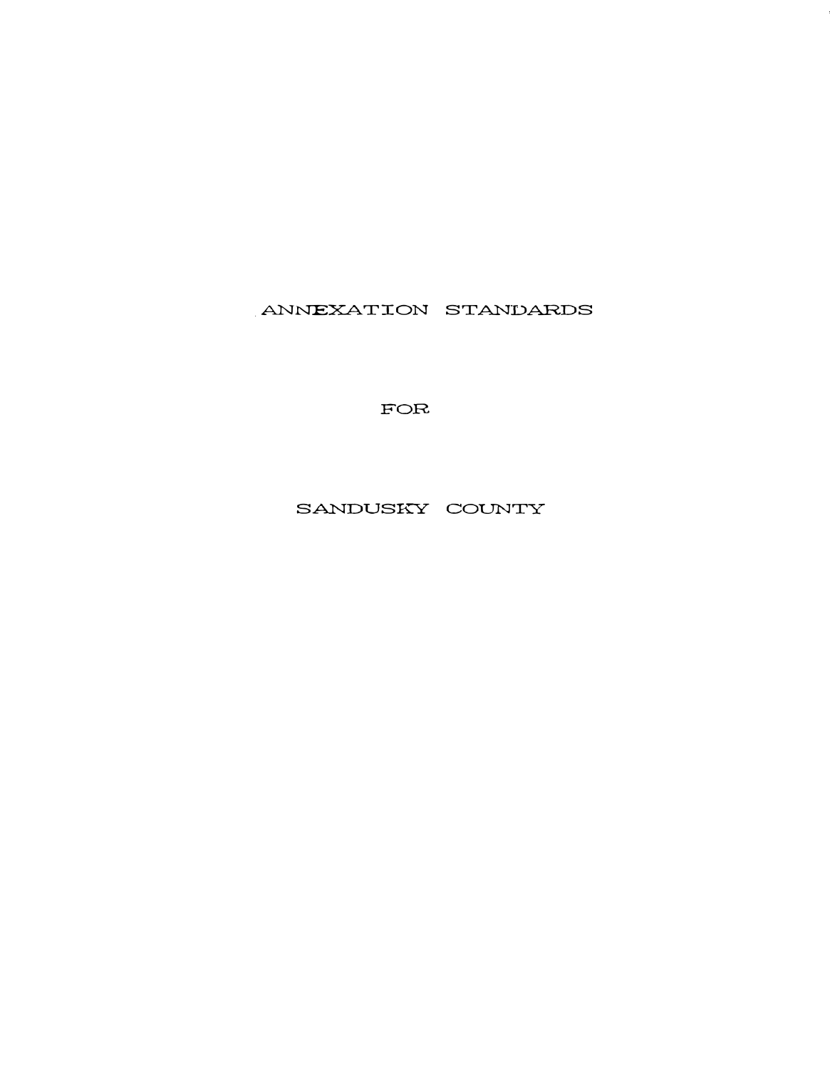# ANNEXATION STANDARDS

# FOR

# SANDUSKY COUNTY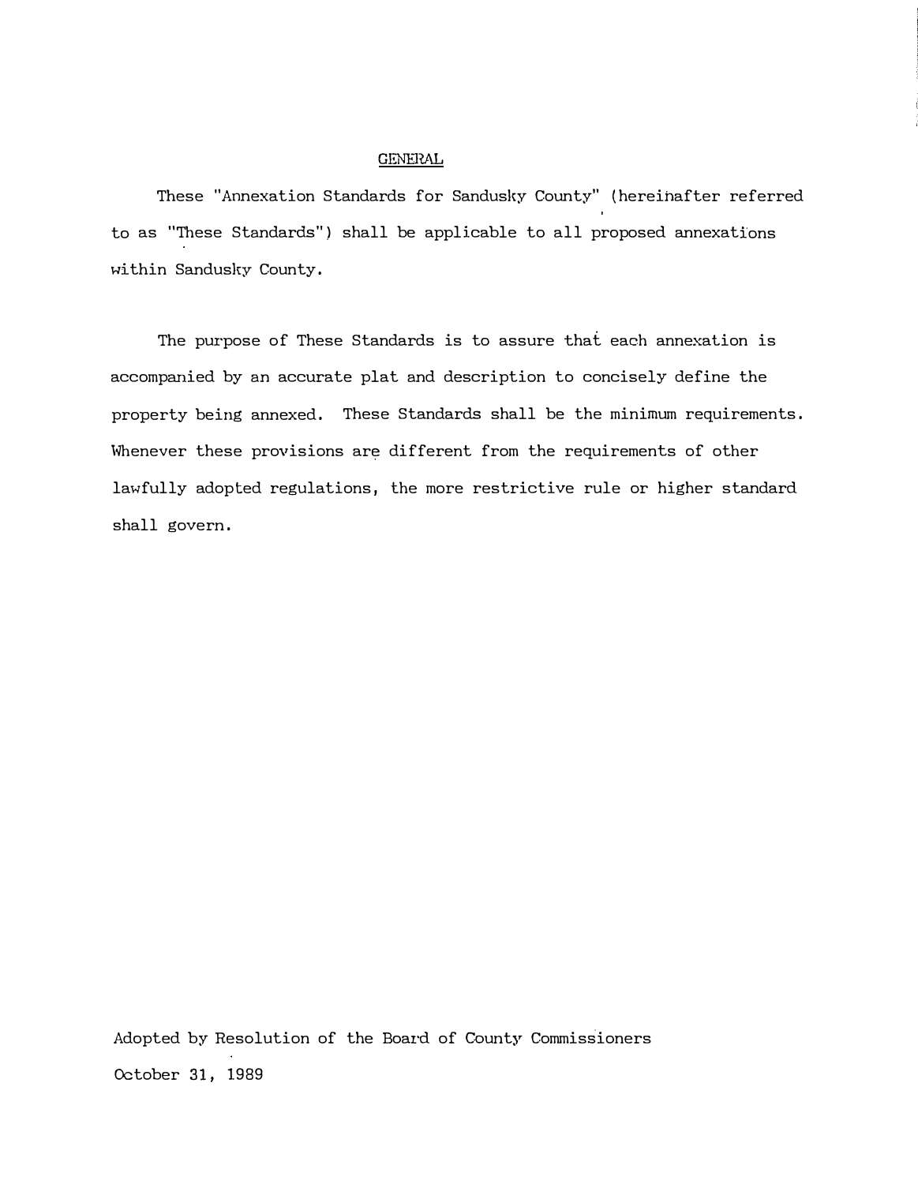## GENERAL

These "Annexation Standards for Sandusky County" (hereinafter referred to as "These Standards") shall be applicable to all proposed annexations within Sandusky County.

The purpose of These Standards is to assure that each annexation is accompanied by an accurate plat and description to concisely define the property being annexed. These Standards shall be the minimum requirements. Whenever these provisions are different from the requirements of other lawfully adopted regulations, the more restrictive rule or higher standard shall govern.

Adopted by Resolution of the Board of County Commissioners

October 31, 1989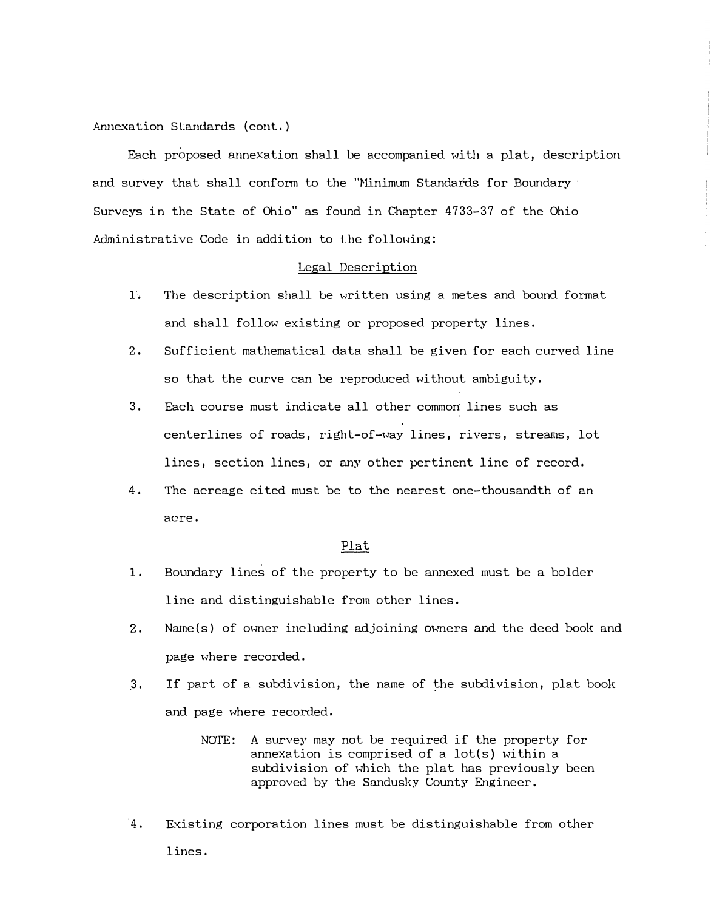Annexation Standards (cont.)

Each proposed annexation shall be accompanied with a plat, description and survey that shall conform to the "Minimum Standards for Boundary Surveys in the State of Ohio" as found in Chapter 4733-37 of the Ohio Administrative Code in addition to the following:

## Legal Description

1. The description shall be written using a metes and bound format and shall follow existing or proposed property lines.
2. Sufficient mathematical data shall be given for each curved line so that the curve can be reproduced without ambiguity.
3. Each course must indicate all other common lines such as centerlines of roads, right-of-way lines, rivers, streams, lot lines, section lines, or any other pertinent line of record.
4. The acreage cited must be to the nearest one-thousandth of an acre.

## Plat

1. Boundary lines of the property to be annexed must be a bolder line and distinguishable from other lines.
2. Name(s) of owner including adjoining owners and the deed book and page where recorded.
3. If part of a subdivision, the name of the subdivision, plat book and page where recorded.

   NOTE: A survey may not be required if the property for annexation is comprised of a lot(s) within a subdivision of which the plat has previously been approved by the Sandusky County Engineer.

4. Existing corporation lines must be distinguishable from other lines.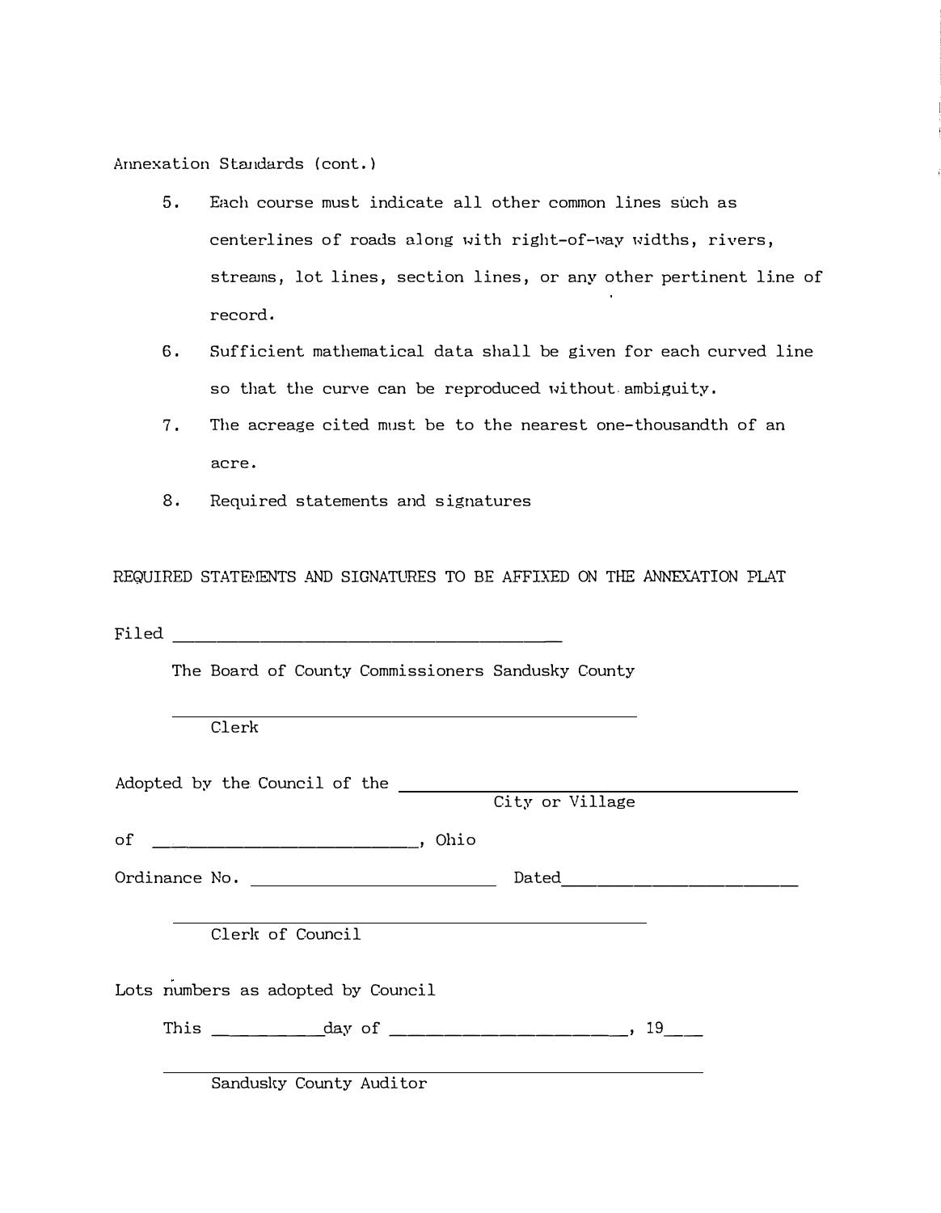Annexation Standards (cont.)

5. Each course must indicate all other common lines such as centerlines of roads along with right-of-way widths, rivers, streams, lot lines, section lines, or any other pertinent line of record.
6. Sufficient mathematical data shall be given for each curved line so that the curve can be reproduced without ambiguity.
7. The acreage cited must be to the nearest one-thousandth of an acre.
8. Required statements and signatures

REQUIRED STATEMENTS AND SIGNATURES TO BE AFFIXED ON THE ANNEXATION PLAT

Filed ______________________________________

The Board of County Commissioners Sandusky County

______________________________________________
Clerk

Adopted by the Council of the ______________________________________
City or Village

of __________________________, Ohio

Ordinance No. __________________________ Dated_________________________

______________________________________________
Clerk of Council

Lots numbers as adopted by Council

This __________day of ______________________, 19___

______________________________________________
Sandusky County Auditor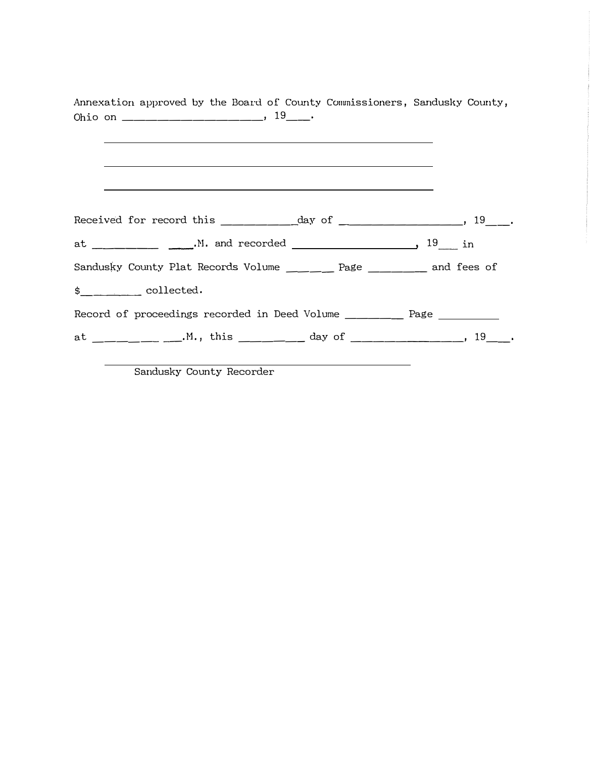Annexation approved by the Board of County Commissioners, Sandusky County, Ohio on ______________________, 19___.

______________________________________________

______________________________________________

______________________________________________

Received for record this ___________day of ___________________, 19___.

at __________ ____.M. and recorded ___________________, 19___ in

Sandusky County Plat Records Volume _______ Page _________ and fees of

$_________ collected.

Record of proceedings recorded in Deed Volume _________ Page __________

at _________ ___.M., this _________ day of _________________, 19___.

______________________________________________

Sandusky County Recorder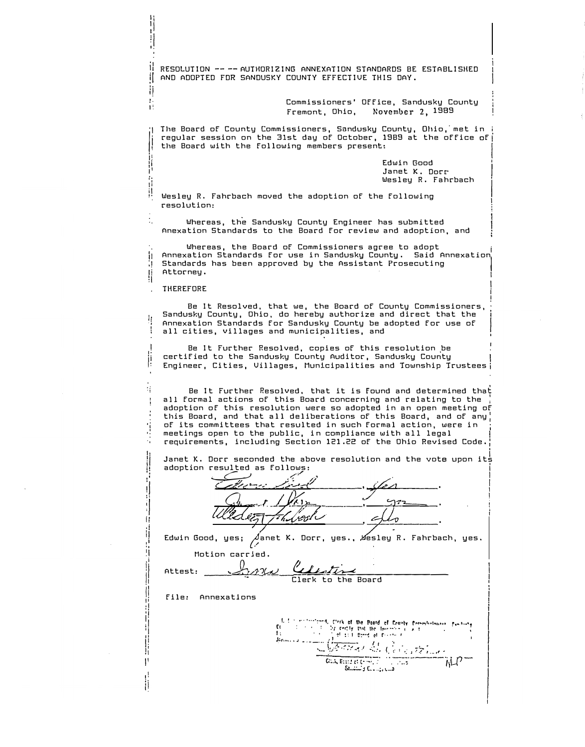RESOLUTION -- -- AUTHORIZING ANNEXATION STANDARDS BE ESTABLISHED AND ADOPTED FOR SANDUSKY COUNTY EFFECTIVE THIS DAY.

Commissioners' Office, Sandusky County
Fremont, Ohio, November 2, 1989

The Board of County Commissioners, Sandusky County, Ohio, met in regular session on the 31st day of October, 1989 at the office of the Board with the following members present:

Edwin Good
Janet K. Dorr
Wesley R. Fahrbach

Wesley R. Fahrbach moved the adoption of the following resolution:

Whereas, the Sandusky County Engineer has submitted Anexation Standards to the Board for review and adoption, and

Whereas, the Board of Commissioners agree to adopt Annexation Standards for use in Sandusky County. Said Annexation Standards has been approved by the Assistant Prosecuting Attorney.

THEREFORE

Be It Resolved, that we, the Board of County Commissioners, Sandusky County, Ohio, do hereby authorize and direct that the Annexation Standards for Sandusky County be adopted for use of all cities, villages and municipalities, and

Be It Further Resolved, copies of this resolution be certified to the Sandusky County Auditor, Sandusky County Engineer, Cities, Villages, Municipalities and Township Trustees

Be It Further Resolved, that it is found and determined that all formal actions of this Board concerning and relating to the adoption of this resolution were so adopted in an open meeting of this Board, and that all deliberations of this Board, and of any of its committees that resulted in such formal action, were in meetings open to the public, in compliance with all legal requirements, including Section 121.22 of the Ohio Revised Code.

Janet K. Dorr seconded the above resolution and the vote upon its adoption resulted as follows:

Edwin Good, yes
Janet K. Dorr, yes
Wesley R. Fahrbach, yes

Edwin Good, yes; Janet K. Dorr, yes., Wesley R. Fahrbach, yes.

Motion carried.

Attest: ____________________
Clerk to the Board

File: Annexations

I, the undersigned, Clerk of the Board of County Commissioners, Sandusky County, do hereby certify that the foregoing ... of said Board of ...

Clerk, Board of County Commissioners
Sandusky County, Ohio